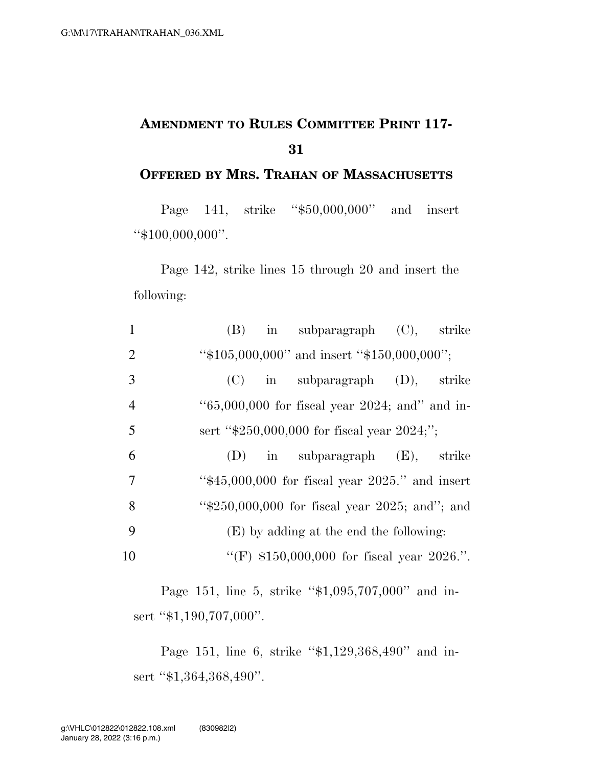# AMENDMENT TO RULES COMMITTEE PRINT 117-31

## OFFERED BY MRS. TRAHAN OF MASSACHUSETTS

Page 141, strike "$50,000,000" and insert "$100,000,000".

Page 142, strike lines 15 through 20 and insert the following:

1 (B) in subparagraph (C), strike
2 "$105,000,000" and insert "$150,000,000";
3 (C) in subparagraph (D), strike
4 "65,000,000 for fiscal year 2024; and" and in-
5 sert "$250,000,000 for fiscal year 2024;";
6 (D) in subparagraph (E), strike
7 "$45,000,000 for fiscal year 2025." and insert
8 "$250,000,000 for fiscal year 2025; and"; and
9 (E) by adding at the end the following:
10 "(F) $150,000,000 for fiscal year 2026.".

Page 151, line 5, strike "$1,095,707,000" and insert "$1,190,707,000".

Page 151, line 6, strike "$1,129,368,490" and insert "$1,364,368,490".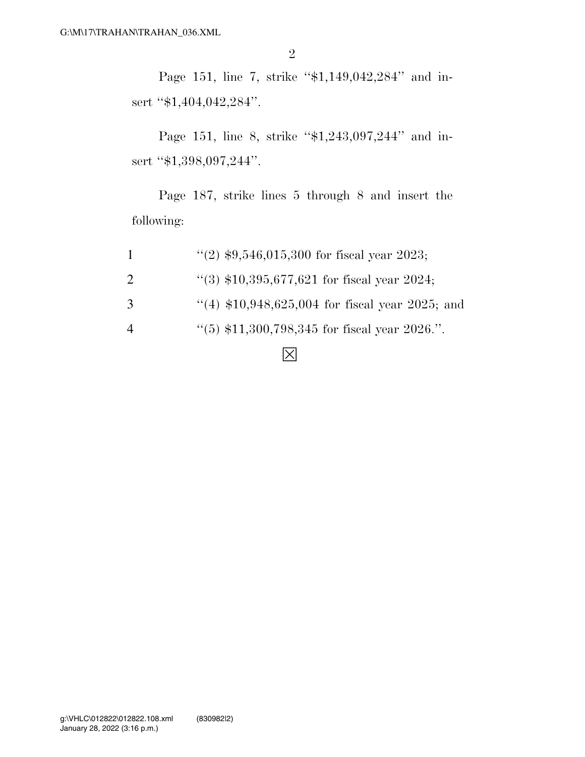Page 151, line 7, strike "$1,149,042,284" and insert "$1,404,042,284".

Page 151, line 8, strike "$1,243,097,244" and insert "$1,398,097,244".

Page 187, strike lines 5 through 8 and insert the following:

1 "(2) $9,546,015,300 for fiscal year 2023;

2 "(3) $10,395,677,621 for fiscal year 2024;

3 "(4) $10,948,625,004 for fiscal year 2025; and

4 "(5) $11,300,798,345 for fiscal year 2026.".

☒